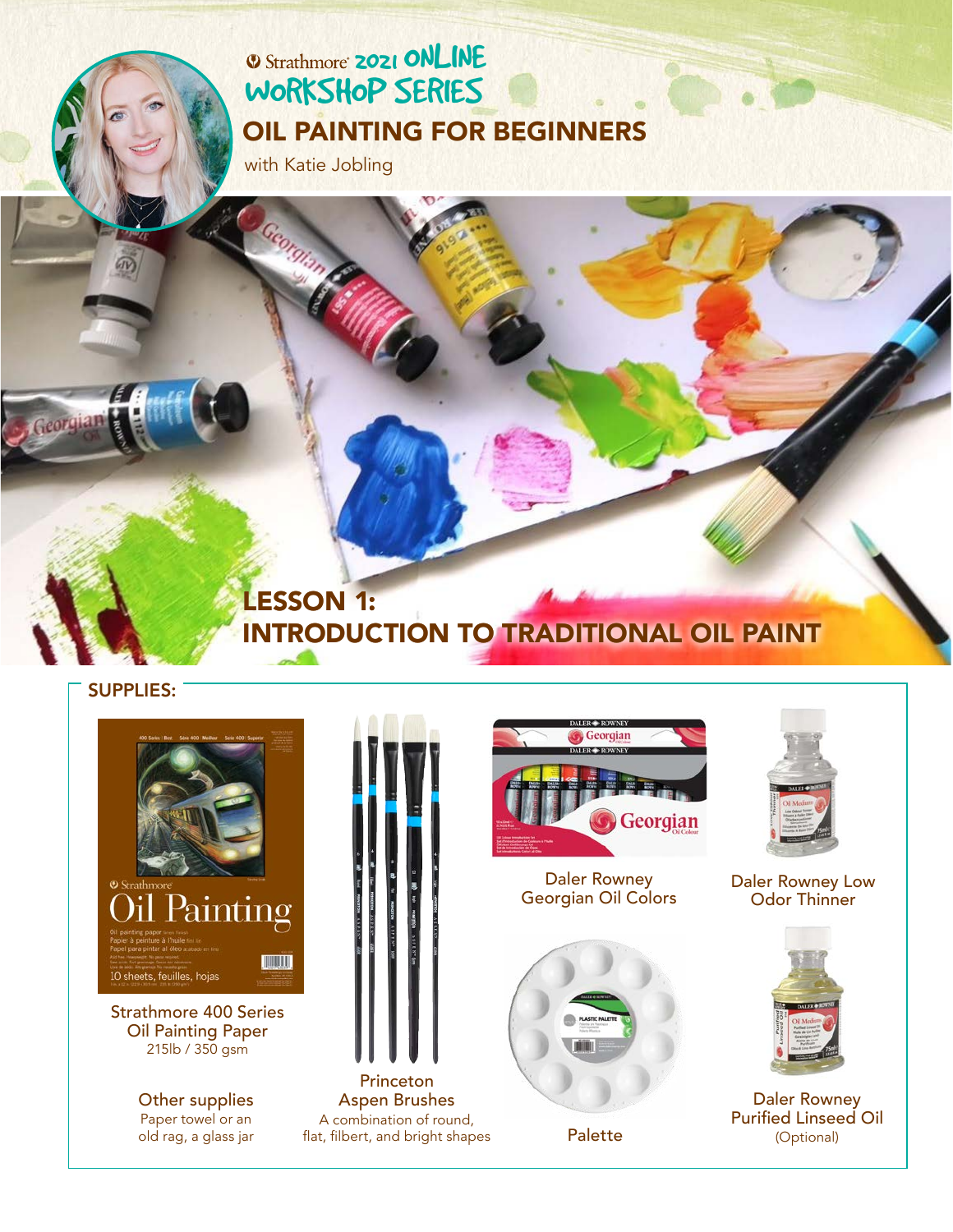Strathmore 2021 ONLINE WORKSHOP SERIES

# OIL PAINTING FOR BEGINNERS

with Katie Jobling

## LESSON 1: INTRODUCTION TO TRADITIONAL OIL PAINT

### SUPPLIES:

- Strathmore 400 Series Oil Painting Paper 215lb / 350 gsm
- Princeton Aspen Brushes
  A combination of round, flat, filbert, and bright shapes
- Daler Rowney Georgian Oil Colors
- Daler Rowney Low Odor Thinner
- Palette
- Daler Rowney Purified Linseed Oil (Optional)

Other supplies
Paper towel or an old rag, a glass jar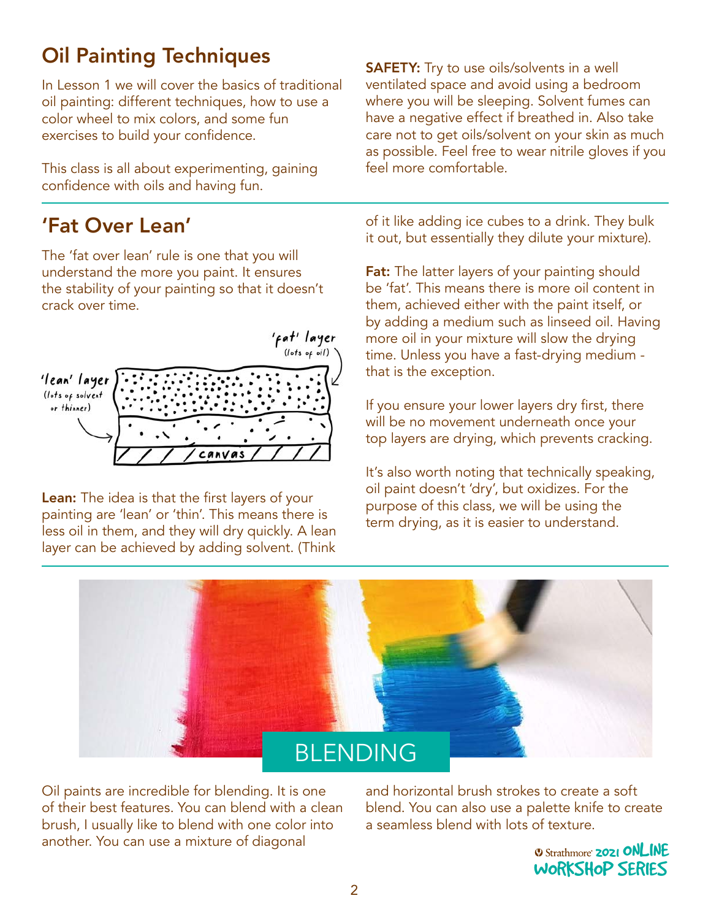## Oil Painting Techniques

In Lesson 1 we will cover the basics of traditional oil painting: different techniques, how to use a color wheel to mix colors, and some fun exercises to build your confidence.

This class is all about experimenting, gaining confidence with oils and having fun.

**SAFETY:** Try to use oils/solvents in a well ventilated space and avoid using a bedroom where you will be sleeping. Solvent fumes can have a negative effect if breathed in. Also take care not to get oils/solvent on your skin as much as possible. Feel free to wear nitrile gloves if you feel more comfortable.

## 'Fat Over Lean'

The 'fat over lean' rule is one that you will understand the more you paint. It ensures the stability of your painting so that it doesn't crack over time.

'fat' layer (lots of oil)

'lean' layer (lots of solvent or thinner)

canvas

**Lean:** The idea is that the first layers of your painting are 'lean' or 'thin'. This means there is less oil in them, and they will dry quickly. A lean layer can be achieved by adding solvent. (Think of it like adding ice cubes to a drink. They bulk it out, but essentially they dilute your mixture).

**Fat:** The latter layers of your painting should be 'fat'. This means there is more oil content in them, achieved either with the paint itself, or by adding a medium such as linseed oil. Having more oil in your mixture will slow the drying time. Unless you have a fast-drying medium - that is the exception.

If you ensure your lower layers dry first, there will be no movement underneath once your top layers are drying, which prevents cracking.

It's also worth noting that technically speaking, oil paint doesn't 'dry', but oxidizes. For the purpose of this class, we will be using the term drying, as it is easier to understand.

## BLENDING

Oil paints are incredible for blending. It is one of their best features. You can blend with a clean brush, I usually like to blend with one color into another. You can use a mixture of diagonal and horizontal brush strokes to create a soft blend. You can also use a palette knife to create a seamless blend with lots of texture.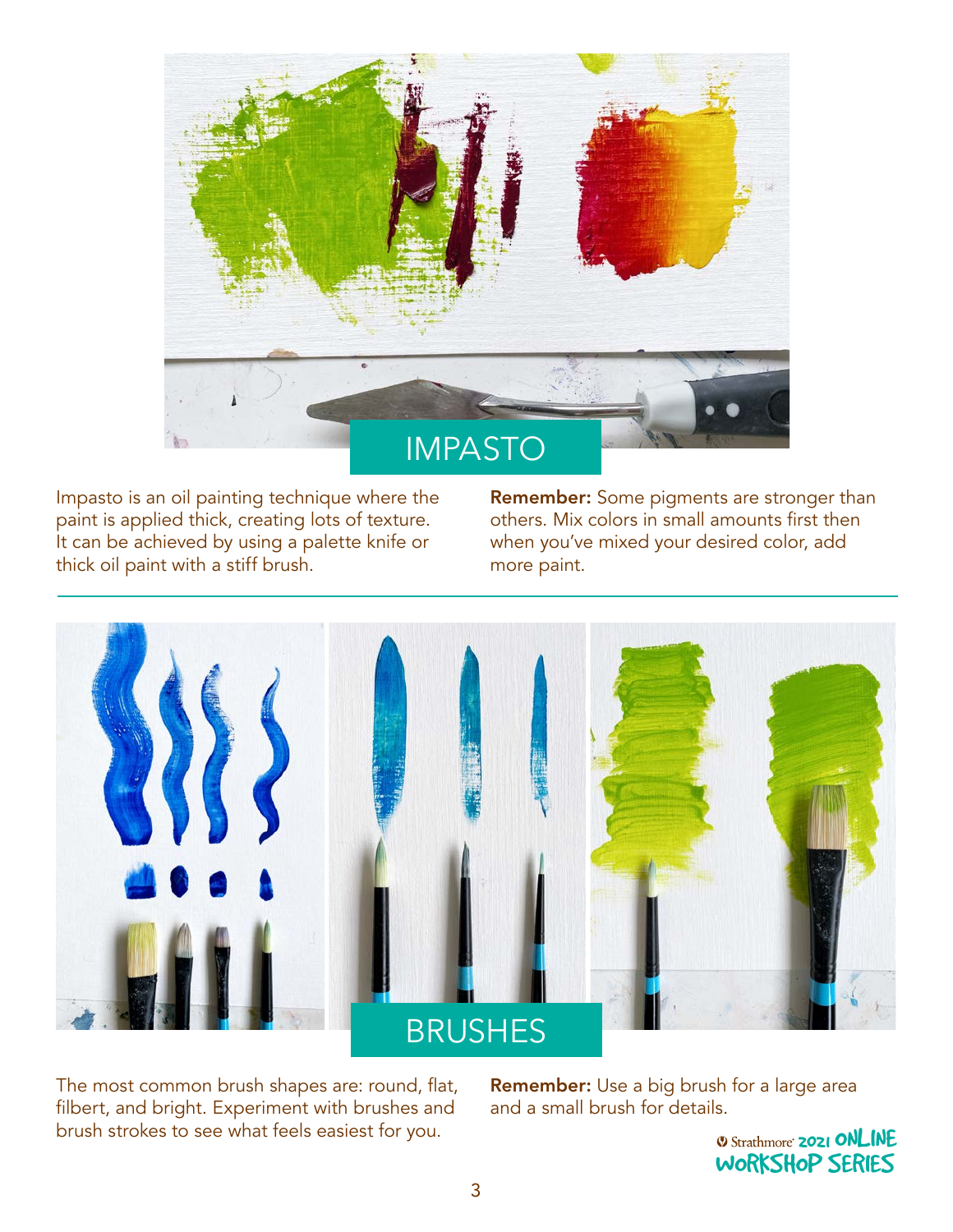## IMPASTO

Impasto is an oil painting technique where the paint is applied thick, creating lots of texture. It can be achieved by using a palette knife or thick oil paint with a stiff brush.

**Remember:** Some pigments are stronger than others. Mix colors in small amounts first then when you've mixed your desired color, add more paint.

## BRUSHES

The most common brush shapes are: round, flat, filbert, and bright. Experiment with brushes and brush strokes to see what feels easiest for you.

**Remember:** Use a big brush for a large area and a small brush for details.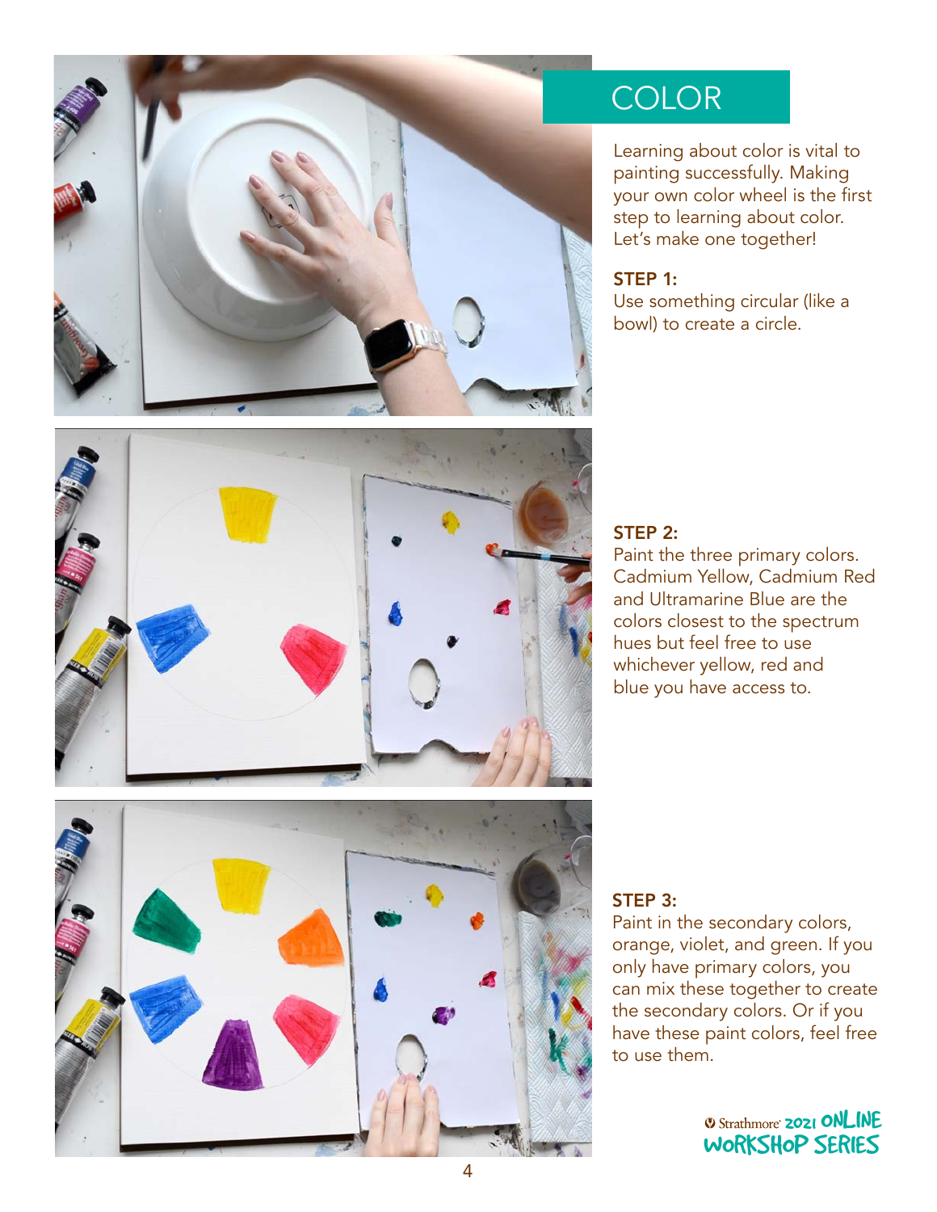## COLOR

Learning about color is vital to painting successfully. Making your own color wheel is the first step to learning about color. Let's make one together!

**STEP 1:**
Use something circular (like a bowl) to create a circle.

**STEP 2:**
Paint the three primary colors. Cadmium Yellow, Cadmium Red and Ultramarine Blue are the colors closest to the spectrum hues but feel free to use whichever yellow, red and blue you have access to.

**STEP 3:**
Paint in the secondary colors, orange, violet, and green. If you only have primary colors, you can mix these together to create the secondary colors. Or if you have these paint colors, feel free to use them.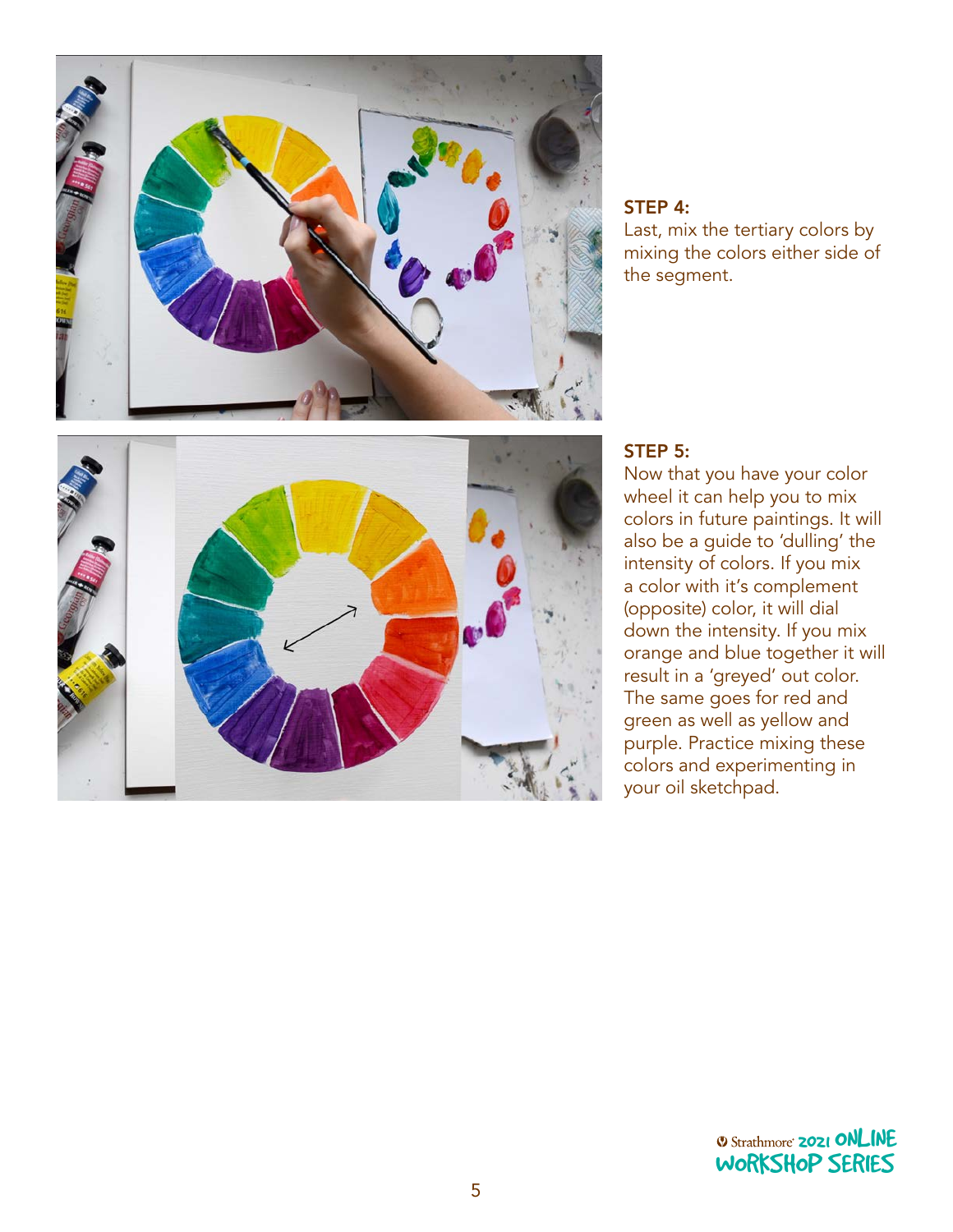**STEP 4:**
Last, mix the tertiary colors by mixing the colors either side of the segment.

**STEP 5:**
Now that you have your color wheel it can help you to mix colors in future paintings. It will also be a guide to 'dulling' the intensity of colors. If you mix a color with it's complement (opposite) color, it will dial down the intensity. If you mix orange and blue together it will result in a 'greyed' out color. The same goes for red and green as well as yellow and purple. Practice mixing these colors and experimenting in your oil sketchpad.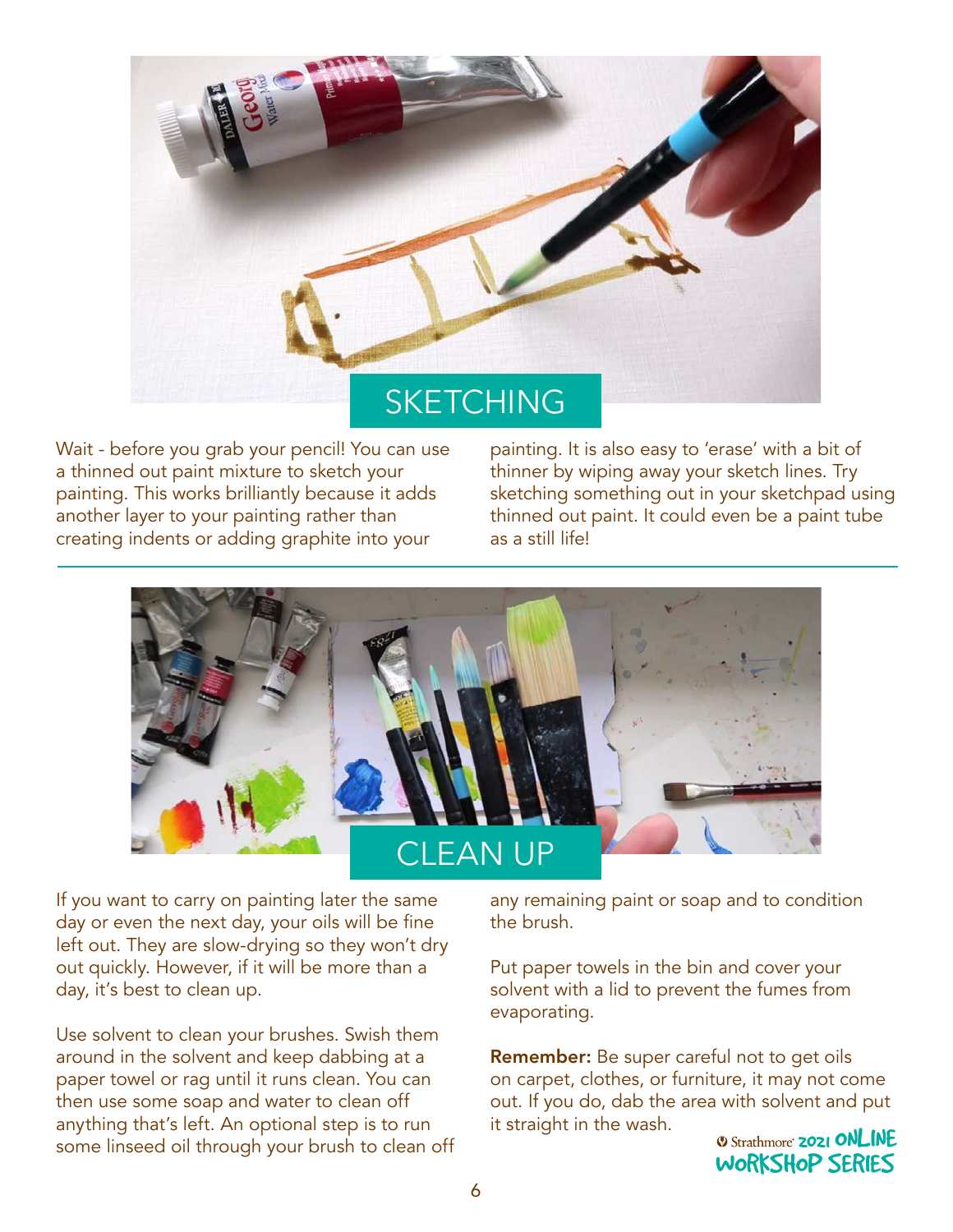## SKETCHING

Wait - before you grab your pencil! You can use a thinned out paint mixture to sketch your painting. This works brilliantly because it adds another layer to your painting rather than creating indents or adding graphite into your painting. It is also easy to 'erase' with a bit of thinner by wiping away your sketch lines. Try sketching something out in your sketchpad using thinned out paint. It could even be a paint tube as a still life!

## CLEAN UP

If you want to carry on painting later the same day or even the next day, your oils will be fine left out. They are slow-drying so they won't dry out quickly. However, if it will be more than a day, it's best to clean up.

Use solvent to clean your brushes. Swish them around in the solvent and keep dabbing at a paper towel or rag until it runs clean. You can then use some soap and water to clean off anything that's left. An optional step is to run some linseed oil through your brush to clean off any remaining paint or soap and to condition the brush.

Put paper towels in the bin and cover your solvent with a lid to prevent the fumes from evaporating.

**Remember:** Be super careful not to get oils on carpet, clothes, or furniture, it may not come out. If you do, dab the area with solvent and put it straight in the wash.